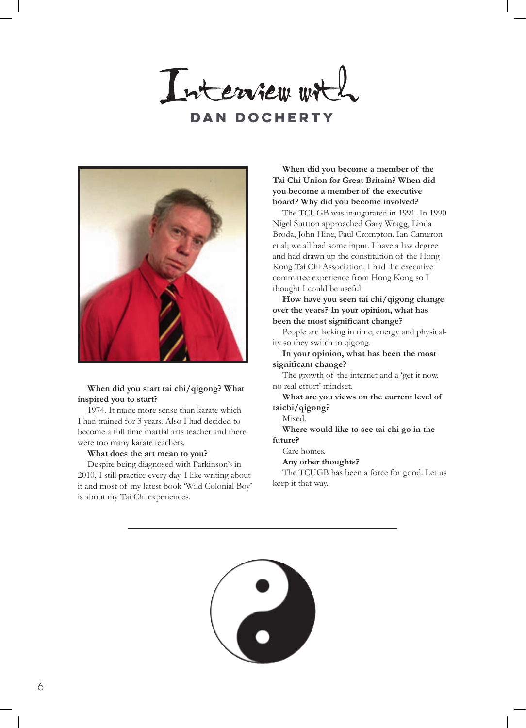# Interview with

## DAN DOCHERTY

**When did you start tai chi/qigong? What inspired you to start?**

1974. It made more sense than karate which I had trained for 3 years. Also I had decided to become a full time martial arts teacher and there were too many karate teachers.

**What does the art mean to you?**

Despite being diagnosed with Parkinson's in 2010, I still practice every day. I like writing about it and most of my latest book 'Wild Colonial Boy' is about my Tai Chi experiences.

**When did you become a member of the Tai Chi Union for Great Britain? When did you become a member of the executive board? Why did you become involved?**

The TCUGB was inaugurated in 1991. In 1990 Nigel Suttton approached Gary Wragg, Linda Broda, John Hine, Paul Crompton. Ian Cameron et al; we all had some input. I have a law degree and had drawn up the constitution of the Hong Kong Tai Chi Association. I had the executive committee experience from Hong Kong so I thought I could be useful.

**How have you seen tai chi/qigong change over the years? In your opinion, what has been the most significant change?**

People are lacking in time, energy and physicality so they switch to qigong.

**In your opinion, what has been the most significant change?**

The growth of the internet and a 'get it now, no real effort' mindset.

**What are you views on the current level of taichi/qigong?**

Mixed.

**Where would like to see tai chi go in the future?**

Care homes.

**Any other thoughts?**

The TCUGB has been a force for good. Let us keep it that way.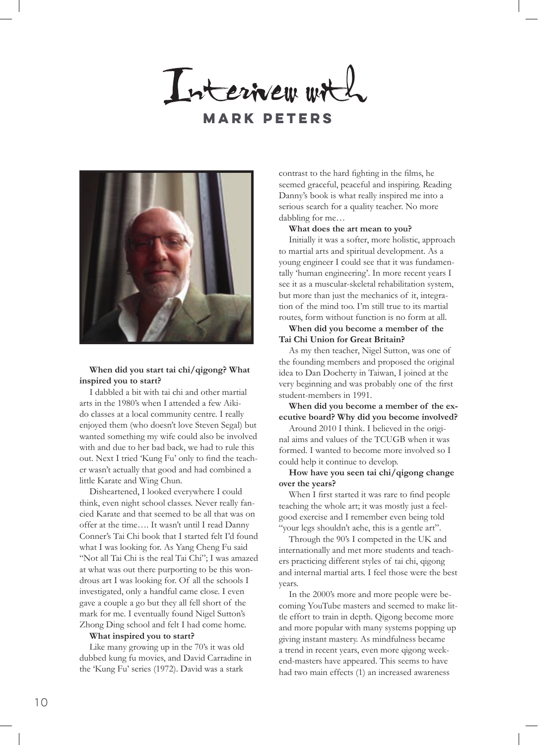# Interivew with

## MARK PETERS

**When did you start tai chi/qigong? What inspired you to start?**

I dabbled a bit with tai chi and other martial arts in the 1980's when I attended a few Aikido classes at a local community centre. I really enjoyed them (who doesn't love Steven Segal) but wanted something my wife could also be involved with and due to her bad back, we had to rule this out. Next I tried 'Kung Fu' only to find the teacher wasn't actually that good and had combined a little Karate and Wing Chun.

Disheartened, I looked everywhere I could think, even night school classes. Never really fancied Karate and that seemed to be all that was on offer at the time…. It wasn't until I read Danny Conner's Tai Chi book that I started felt I'd found what I was looking for. As Yang Cheng Fu said "Not all Tai Chi is the real Tai Chi"; I was amazed at what was out there purporting to be this wondrous art I was looking for. Of all the schools I investigated, only a handful came close. I even gave a couple a go but they all fell short of the mark for me. I eventually found Nigel Sutton's Zhong Ding school and felt I had come home.

**What inspired you to start?**

Like many growing up in the 70's it was old dubbed kung fu movies, and David Carradine in the 'Kung Fu' series (1972). David was a stark contrast to the hard fighting in the films, he seemed graceful, peaceful and inspiring. Reading Danny's book is what really inspired me into a serious search for a quality teacher. No more dabbling for me…

**What does the art mean to you?**

Initially it was a softer, more holistic, approach to martial arts and spiritual development. As a young engineer I could see that it was fundamentally 'human engineering'. In more recent years I see it as a muscular-skeletal rehabilitation system, but more than just the mechanics of it, integration of the mind too. I'm still true to its martial routes, form without function is no form at all.

**When did you become a member of the Tai Chi Union for Great Britain?**

As my then teacher, Nigel Sutton, was one of the founding members and proposed the original idea to Dan Docherty in Taiwan, I joined at the very beginning and was probably one of the first student-members in 1991.

**When did you become a member of the executive board? Why did you become involved?**

Around 2010 I think. I believed in the original aims and values of the TCUGB when it was formed. I wanted to become more involved so I could help it continue to develop.

**How have you seen tai chi/qigong change over the years?**

When I first started it was rare to find people teaching the whole art; it was mostly just a feel-good exercise and I remember even being told "your legs shouldn't ache, this is a gentle art".

Through the 90's I competed in the UK and internationally and met more students and teachers practicing different styles of tai chi, qigong and internal martial arts. I feel those were the best years.

In the 2000's more and more people were becoming YouTube masters and seemed to make little effort to train in depth. Qigong become more and more popular with many systems popping up giving instant mastery. As mindfulness became a trend in recent years, even more qigong weekend-masters have appeared. This seems to have had two main effects (1) an increased awareness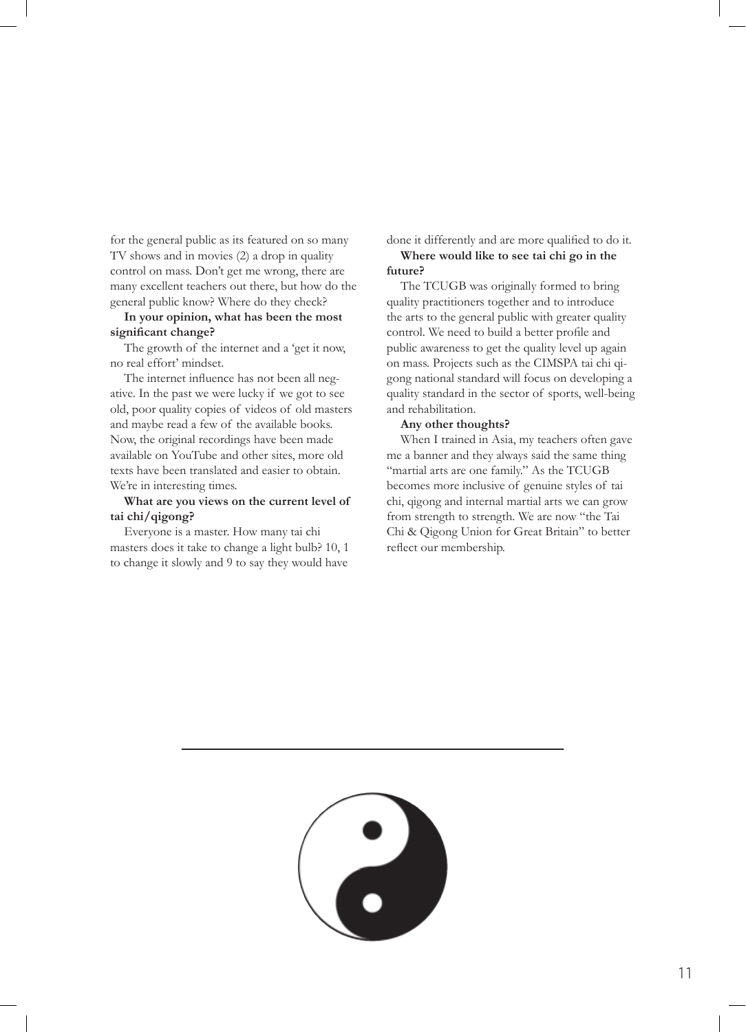for the general public as its featured on so many TV shows and in movies (2) a drop in quality control on mass. Don't get me wrong, there are many excellent teachers out there, but how do the general public know? Where do they check?

**In your opinion, what has been the most significant change?**

The growth of the internet and a 'get it now, no real effort' mindset.

The internet influence has not been all negative. In the past we were lucky if we got to see old, poor quality copies of videos of old masters and maybe read a few of the available books. Now, the original recordings have been made available on YouTube and other sites, more old texts have been translated and easier to obtain. We're in interesting times.

**What are you views on the current level of tai chi/qigong?**

Everyone is a master. How many tai chi masters does it take to change a light bulb? 10, 1 to change it slowly and 9 to say they would have done it differently and are more qualified to do it.

**Where would like to see tai chi go in the future?**

The TCUGB was originally formed to bring quality practitioners together and to introduce the arts to the general public with greater quality control. We need to build a better profile and public awareness to get the quality level up again on mass. Projects such as the CIMSPA tai chi qigong national standard will focus on developing a quality standard in the sector of sports, well-being and rehabilitation.

**Any other thoughts?**

When I trained in Asia, my teachers often gave me a banner and they always said the same thing "martial arts are one family." As the TCUGB becomes more inclusive of genuine styles of tai chi, qigong and internal martial arts we can grow from strength to strength. We are now "the Tai Chi & Qigong Union for Great Britain" to better reflect our membership.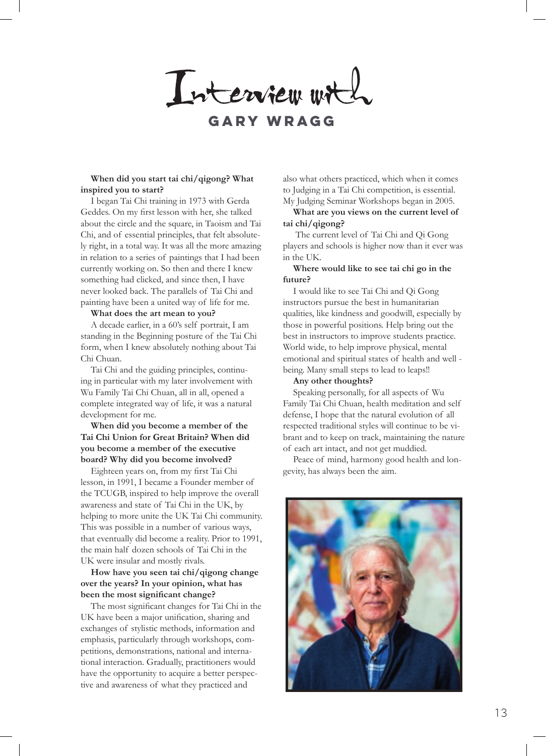# Interview with
## GARY WRAGG

**When did you start tai chi/qigong? What inspired you to start?**

I began Tai Chi training in 1973 with Gerda Geddes. On my first lesson with her, she talked about the circle and the square, in Taoism and Tai Chi, and of essential principles, that felt absolutely right, in a total way. It was all the more amazing in relation to a series of paintings that I had been currently working on. So then and there I knew something had clicked, and since then, I have never looked back. The parallels of Tai Chi and painting have been a united way of life for me.

**What does the art mean to you?**

A decade earlier, in a 60's self portrait, I am standing in the Beginning posture of the Tai Chi form, when I knew absolutely nothing about Tai Chi Chuan.

Tai Chi and the guiding principles, continuing in particular with my later involvement with Wu Family Tai Chi Chuan, all in all, opened a complete integrated way of life, it was a natural development for me.

**When did you become a member of the Tai Chi Union for Great Britain? When did you become a member of the executive board? Why did you become involved?**

Eighteen years on, from my first Tai Chi lesson, in 1991, I became a Founder member of the TCUGB, inspired to help improve the overall awareness and state of Tai Chi in the UK, by helping to more unite the UK Tai Chi community. This was possible in a number of various ways, that eventually did become a reality. Prior to 1991, the main half dozen schools of Tai Chi in the UK were insular and mostly rivals.

**How have you seen tai chi/qigong change over the years? In your opinion, what has been the most significant change?**

The most significant changes for Tai Chi in the UK have been a major unification, sharing and exchanges of stylistic methods, information and emphasis, particularly through workshops, competitions, demonstrations, national and international interaction. Gradually, practitioners would have the opportunity to acquire a better perspective and awareness of what they practiced and also what others practiced, which when it comes to Judging in a Tai Chi competition, is essential. My Judging Seminar Workshops began in 2005.

**What are you views on the current level of tai chi/qigong?**

The current level of Tai Chi and Qi Gong players and schools is higher now than it ever was in the UK.

**Where would like to see tai chi go in the future?**

I would like to see Tai Chi and Qi Gong instructors pursue the best in humanitarian qualities, like kindness and goodwill, especially by those in powerful positions. Help bring out the best in instructors to improve students practice. World wide, to help improve physical, mental emotional and spiritual states of health and well - being. Many small steps to lead to leaps!!

**Any other thoughts?**

Speaking personally, for all aspects of Wu Family Tai Chi Chuan, health meditation and self defense, I hope that the natural evolution of all respected traditional styles will continue to be vibrant and to keep on track, maintaining the nature of each art intact, and not get muddied.

Peace of mind, harmony good health and longevity, has always been the aim.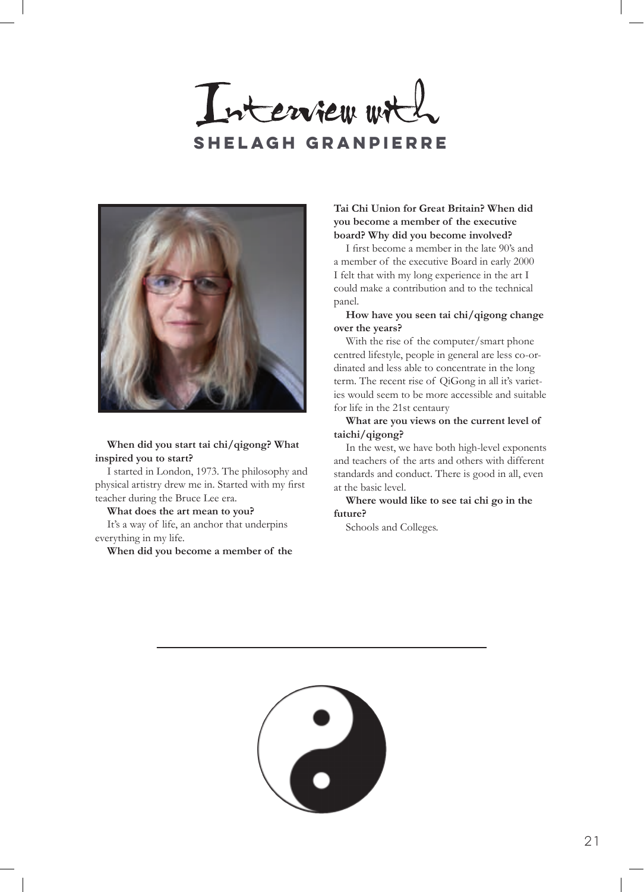# Interview with
## SHELAGH GRANPIERRE

**When did you start tai chi/qigong? What inspired you to start?**

I started in London, 1973. The philosophy and physical artistry drew me in. Started with my first teacher during the Bruce Lee era.

**What does the art mean to you?**

It's a way of life, an anchor that underpins everything in my life.

**When did you become a member of the Tai Chi Union for Great Britain? When did you become a member of the executive board? Why did you become involved?**

I first become a member in the late 90's and a member of the executive Board in early 2000 I felt that with my long experience in the art I could make a contribution and to the technical panel.

**How have you seen tai chi/qigong change over the years?**

With the rise of the computer/smart phone centred lifestyle, people in general are less co-ordinated and less able to concentrate in the long term. The recent rise of QiGong in all it's varieties would seem to be more accessible and suitable for life in the 21st centaury

**What are you views on the current level of taichi/qigong?**

In the west, we have both high-level exponents and teachers of the arts and others with different standards and conduct. There is good in all, even at the basic level.

**Where would like to see tai chi go in the future?**

Schools and Colleges.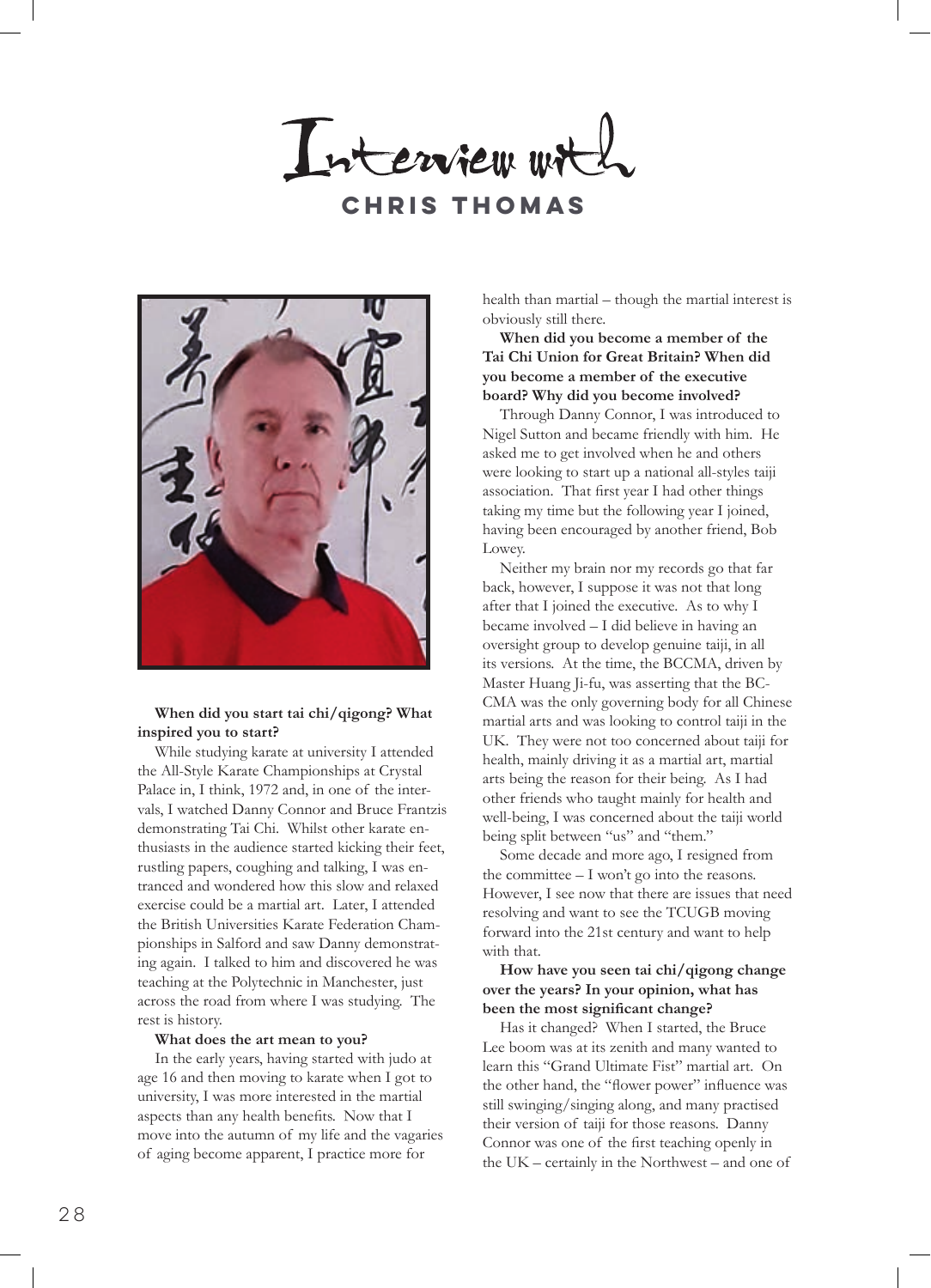# Interview with CHRIS THOMAS

**When did you start tai chi/qigong? What inspired you to start?**

While studying karate at university I attended the All-Style Karate Championships at Crystal Palace in, I think, 1972 and, in one of the intervals, I watched Danny Connor and Bruce Frantzis demonstrating Tai Chi. Whilst other karate enthusiasts in the audience started kicking their feet, rustling papers, coughing and talking, I was entranced and wondered how this slow and relaxed exercise could be a martial art. Later, I attended the British Universities Karate Federation Championships in Salford and saw Danny demonstrating again. I talked to him and discovered he was teaching at the Polytechnic in Manchester, just across the road from where I was studying. The rest is history.

**What does the art mean to you?**

In the early years, having started with judo at age 16 and then moving to karate when I got to university, I was more interested in the martial aspects than any health benefits. Now that I move into the autumn of my life and the vagaries of aging become apparent, I practice more for health than martial – though the martial interest is obviously still there.

**When did you become a member of the Tai Chi Union for Great Britain? When did you become a member of the executive board? Why did you become involved?**

Through Danny Connor, I was introduced to Nigel Sutton and became friendly with him. He asked me to get involved when he and others were looking to start up a national all-styles taiji association. That first year I had other things taking my time but the following year I joined, having been encouraged by another friend, Bob Lowey.

Neither my brain nor my records go that far back, however, I suppose it was not that long after that I joined the executive. As to why I became involved – I did believe in having an oversight group to develop genuine taiji, in all its versions. At the time, the BCCMA, driven by Master Huang Ji-fu, was asserting that the BCCMA was the only governing body for all Chinese martial arts and was looking to control taiji in the UK. They were not too concerned about taiji for health, mainly driving it as a martial art, martial arts being the reason for their being. As I had other friends who taught mainly for health and well-being, I was concerned about the taiji world being split between "us" and "them."

Some decade and more ago, I resigned from the committee – I won't go into the reasons. However, I see now that there are issues that need resolving and want to see the TCUGB moving forward into the 21st century and want to help with that.

**How have you seen tai chi/qigong change over the years? In your opinion, what has been the most significant change?**

Has it changed? When I started, the Bruce Lee boom was at its zenith and many wanted to learn this "Grand Ultimate Fist" martial art. On the other hand, the "flower power" influence was still swinging/singing along, and many practised their version of taiji for those reasons. Danny Connor was one of the first teaching openly in the UK – certainly in the Northwest – and one of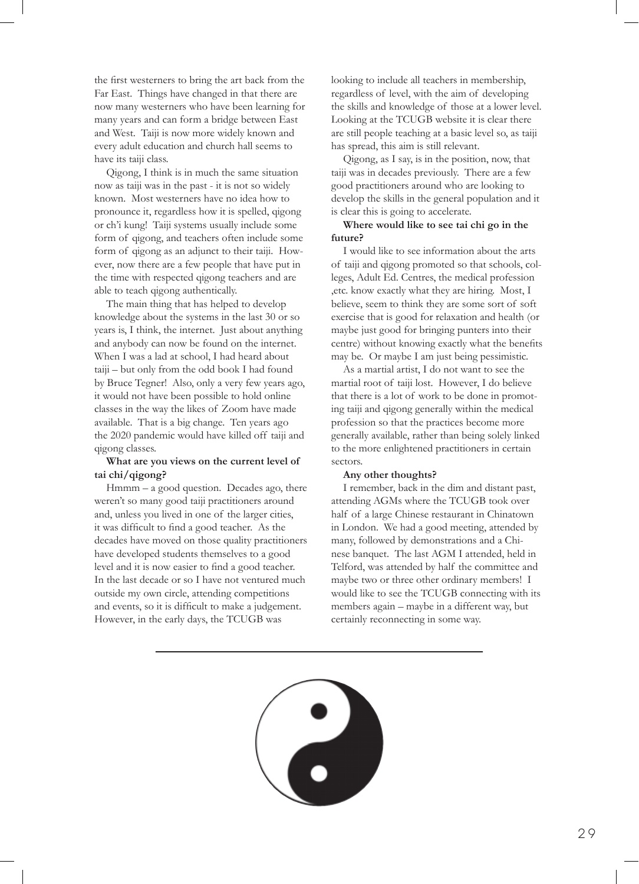the first westerners to bring the art back from the Far East. Things have changed in that there are now many westerners who have been learning for many years and can form a bridge between East and West. Taiji is now more widely known and every adult education and church hall seems to have its taiji class.

Qigong, I think is in much the same situation now as taiji was in the past - it is not so widely known. Most westerners have no idea how to pronounce it, regardless how it is spelled, qigong or ch'i kung! Taiji systems usually include some form of qigong, and teachers often include some form of qigong as an adjunct to their taiji. However, now there are a few people that have put in the time with respected qigong teachers and are able to teach qigong authentically.

The main thing that has helped to develop knowledge about the systems in the last 30 or so years is, I think, the internet. Just about anything and anybody can now be found on the internet. When I was a lad at school, I had heard about taiji – but only from the odd book I had found by Bruce Tegner! Also, only a very few years ago, it would not have been possible to hold online classes in the way the likes of Zoom have made available. That is a big change. Ten years ago the 2020 pandemic would have killed off taiji and qigong classes.

**What are you views on the current level of tai chi/qigong?**

Hmmm – a good question. Decades ago, there weren't so many good taiji practitioners around and, unless you lived in one of the larger cities, it was difficult to find a good teacher. As the decades have moved on those quality practitioners have developed students themselves to a good level and it is now easier to find a good teacher. In the last decade or so I have not ventured much outside my own circle, attending competitions and events, so it is difficult to make a judgement. However, in the early days, the TCUGB was looking to include all teachers in membership, regardless of level, with the aim of developing the skills and knowledge of those at a lower level. Looking at the TCUGB website it is clear there are still people teaching at a basic level so, as taiji has spread, this aim is still relevant.

Qigong, as I say, is in the position, now, that taiji was in decades previously. There are a few good practitioners around who are looking to develop the skills in the general population and it is clear this is going to accelerate.

**Where would like to see tai chi go in the future?**

I would like to see information about the arts of taiji and qigong promoted so that schools, colleges, Adult Ed. Centres, the medical profession ,etc. know exactly what they are hiring. Most, I believe, seem to think they are some sort of soft exercise that is good for relaxation and health (or maybe just good for bringing punters into their centre) without knowing exactly what the benefits may be. Or maybe I am just being pessimistic.

As a martial artist, I do not want to see the martial root of taiji lost. However, I do believe that there is a lot of work to be done in promoting taiji and qigong generally within the medical profession so that the practices become more generally available, rather than being solely linked to the more enlightened practitioners in certain sectors.

**Any other thoughts?**

I remember, back in the dim and distant past, attending AGMs where the TCUGB took over half of a large Chinese restaurant in Chinatown in London. We had a good meeting, attended by many, followed by demonstrations and a Chinese banquet. The last AGM I attended, held in Telford, was attended by half the committee and maybe two or three other ordinary members! I would like to see the TCUGB connecting with its members again – maybe in a different way, but certainly reconnecting in some way.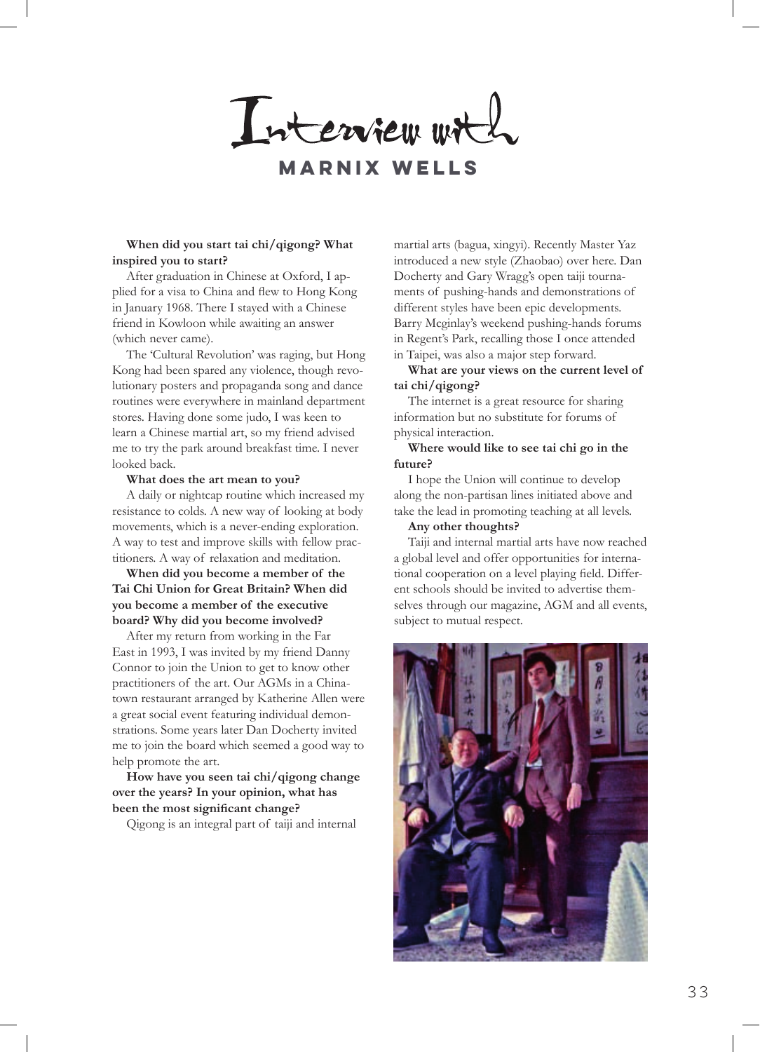# Interview with

## MARNIX WELLS

**When did you start tai chi/qigong? What inspired you to start?**

After graduation in Chinese at Oxford, I applied for a visa to China and flew to Hong Kong in January 1968. There I stayed with a Chinese friend in Kowloon while awaiting an answer (which never came).

The 'Cultural Revolution' was raging, but Hong Kong had been spared any violence, though revolutionary posters and propaganda song and dance routines were everywhere in mainland department stores. Having done some judo, I was keen to learn a Chinese martial art, so my friend advised me to try the park around breakfast time. I never looked back.

**What does the art mean to you?**

A daily or nightcap routine which increased my resistance to colds. A new way of looking at body movements, which is a never-ending exploration. A way to test and improve skills with fellow practitioners. A way of relaxation and meditation.

**When did you become a member of the Tai Chi Union for Great Britain? When did you become a member of the executive board? Why did you become involved?**

After my return from working in the Far East in 1993, I was invited by my friend Danny Connor to join the Union to get to know other practitioners of the art. Our AGMs in a Chinatown restaurant arranged by Katherine Allen were a great social event featuring individual demonstrations. Some years later Dan Docherty invited me to join the board which seemed a good way to help promote the art.

**How have you seen tai chi/qigong change over the years? In your opinion, what has been the most significant change?**

Qigong is an integral part of taiji and internal martial arts (bagua, xingyi). Recently Master Yaz introduced a new style (Zhaobao) over here. Dan Docherty and Gary Wragg's open taiji tournaments of pushing-hands and demonstrations of different styles have been epic developments. Barry Mcginlay's weekend pushing-hands forums in Regent's Park, recalling those I once attended in Taipei, was also a major step forward.

**What are your views on the current level of tai chi/qigong?**

The internet is a great resource for sharing information but no substitute for forums of physical interaction.

**Where would like to see tai chi go in the future?**

I hope the Union will continue to develop along the non-partisan lines initiated above and take the lead in promoting teaching at all levels.

**Any other thoughts?**

Taiji and internal martial arts have now reached a global level and offer opportunities for international cooperation on a level playing field. Different schools should be invited to advertise themselves through our magazine, AGM and all events, subject to mutual respect.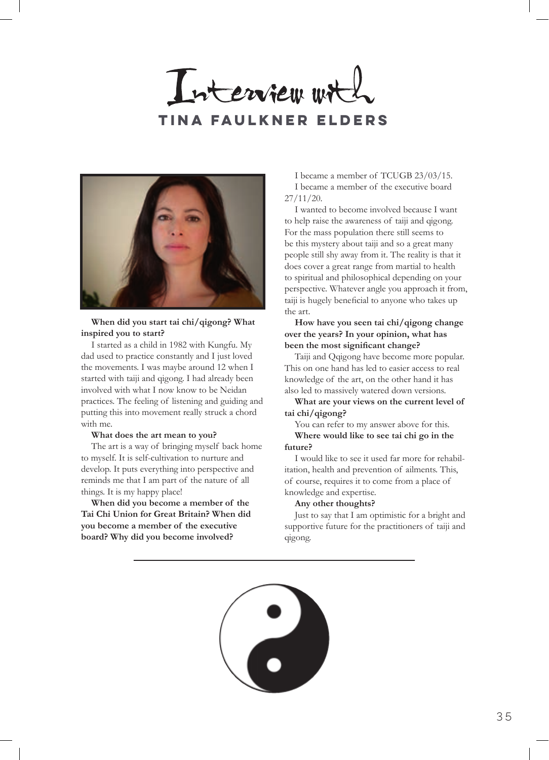# Interview with

## TINA FAULKNER ELDERS

**When did you start tai chi/qigong? What inspired you to start?**

I started as a child in 1982 with Kungfu. My dad used to practice constantly and I just loved the movements. I was maybe around 12 when I started with taiji and qigong. I had already been involved with what I now know to be Neidan practices. The feeling of listening and guiding and putting this into movement really struck a chord with me.

**What does the art mean to you?**

The art is a way of bringing myself back home to myself. It is self-cultivation to nurture and develop. It puts everything into perspective and reminds me that I am part of the nature of all things. It is my happy place!

**When did you become a member of the Tai Chi Union for Great Britain? When did you become a member of the executive board? Why did you become involved?**

I became a member of TCUGB 23/03/15.

I became a member of the executive board 27/11/20.

I wanted to become involved because I want to help raise the awareness of taiji and qigong. For the mass population there still seems to be this mystery about taiji and so a great many people still shy away from it. The reality is that it does cover a great range from martial to health to spiritual and philosophical depending on your perspective. Whatever angle you approach it from, taiji is hugely beneficial to anyone who takes up the art.

**How have you seen tai chi/qigong change over the years? In your opinion, what has been the most significant change?**

Taiji and Qqigong have become more popular. This on one hand has led to easier access to real knowledge of the art, on the other hand it has also led to massively watered down versions.

**What are your views on the current level of tai chi/qigong?**

You can refer to my answer above for this.

**Where would like to see tai chi go in the future?**

I would like to see it used far more for rehabilitation, health and prevention of ailments. This, of course, requires it to come from a place of knowledge and expertise.

**Any other thoughts?**

Just to say that I am optimistic for a bright and supportive future for the practitioners of taiji and qigong.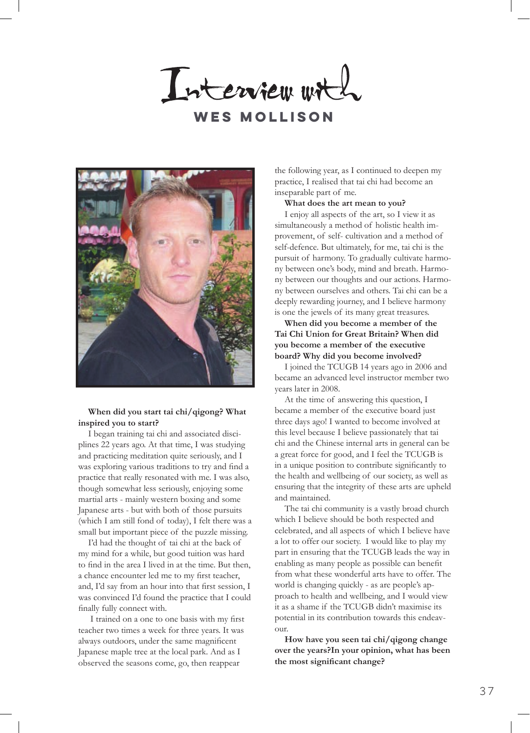# Interview with

## WES MOLLISON

**When did you start tai chi/qigong? What inspired you to start?**

I began training tai chi and associated disciplines 22 years ago. At that time, I was studying and practicing meditation quite seriously, and I was exploring various traditions to try and find a practice that really resonated with me. I was also, though somewhat less seriously, enjoying some martial arts - mainly western boxing and some Japanese arts - but with both of those pursuits (which I am still fond of today), I felt there was a small but important piece of the puzzle missing.

I'd had the thought of tai chi at the back of my mind for a while, but good tuition was hard to find in the area I lived in at the time. But then, a chance encounter led me to my first teacher, and, I'd say from an hour into that first session, I was convinced I'd found the practice that I could finally fully connect with.

I trained on a one to one basis with my first teacher two times a week for three years. It was always outdoors, under the same magnificent Japanese maple tree at the local park. And as I observed the seasons come, go, then reappear the following year, as I continued to deepen my practice, I realised that tai chi had become an inseparable part of me.

**What does the art mean to you?**

I enjoy all aspects of the art, so I view it as simultaneously a method of holistic health improvement, of self- cultivation and a method of self-defence. But ultimately, for me, tai chi is the pursuit of harmony. To gradually cultivate harmony between one's body, mind and breath. Harmony between our thoughts and our actions. Harmony between ourselves and others. Tai chi can be a deeply rewarding journey, and I believe harmony is one the jewels of its many great treasures.

**When did you become a member of the Tai Chi Union for Great Britain? When did you become a member of the executive board? Why did you become involved?**

I joined the TCUGB 14 years ago in 2006 and became an advanced level instructor member two years later in 2008.

At the time of answering this question, I became a member of the executive board just three days ago! I wanted to become involved at this level because I believe passionately that tai chi and the Chinese internal arts in general can be a great force for good, and I feel the TCUGB is in a unique position to contribute significantly to the health and wellbeing of our society, as well as ensuring that the integrity of these arts are upheld and maintained.

The tai chi community is a vastly broad church which I believe should be both respected and celebrated, and all aspects of which I believe have a lot to offer our society. I would like to play my part in ensuring that the TCUGB leads the way in enabling as many people as possible can benefit from what these wonderful arts have to offer. The world is changing quickly - as are people's approach to health and wellbeing, and I would view it as a shame if the TCUGB didn't maximise its potential in its contribution towards this endeavour.

**How have you seen tai chi/qigong change over the years?In your opinion, what has been the most significant change?**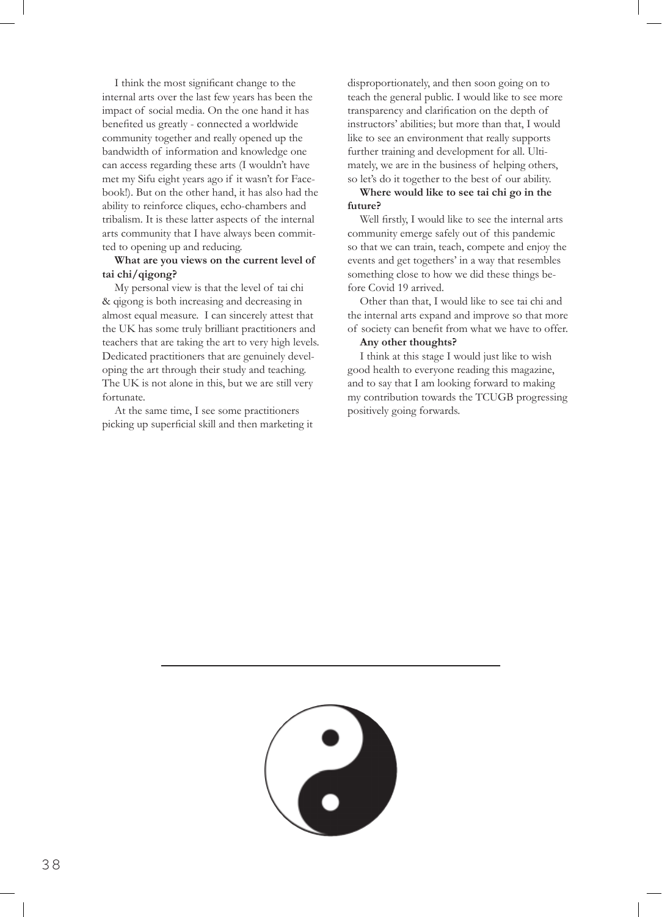I think the most significant change to the internal arts over the last few years has been the impact of social media. On the one hand it has benefited us greatly - connected a worldwide community together and really opened up the bandwidth of information and knowledge one can access regarding these arts (I wouldn't have met my Sifu eight years ago if it wasn't for Facebook!). But on the other hand, it has also had the ability to reinforce cliques, echo-chambers and tribalism. It is these latter aspects of the internal arts community that I have always been committed to opening up and reducing.

**What are you views on the current level of tai chi/qigong?**

My personal view is that the level of tai chi & qigong is both increasing and decreasing in almost equal measure. I can sincerely attest that the UK has some truly brilliant practitioners and teachers that are taking the art to very high levels. Dedicated practitioners that are genuinely developing the art through their study and teaching. The UK is not alone in this, but we are still very fortunate.

At the same time, I see some practitioners picking up superficial skill and then marketing it disproportionately, and then soon going on to teach the general public. I would like to see more transparency and clarification on the depth of instructors' abilities; but more than that, I would like to see an environment that really supports further training and development for all. Ultimately, we are in the business of helping others, so let's do it together to the best of our ability.

**Where would like to see tai chi go in the future?**

Well firstly, I would like to see the internal arts community emerge safely out of this pandemic so that we can train, teach, compete and enjoy the events and get togethers' in a way that resembles something close to how we did these things before Covid 19 arrived.

Other than that, I would like to see tai chi and the internal arts expand and improve so that more of society can benefit from what we have to offer.

**Any other thoughts?**

I think at this stage I would just like to wish good health to everyone reading this magazine, and to say that I am looking forward to making my contribution towards the TCUGB progressing positively going forwards.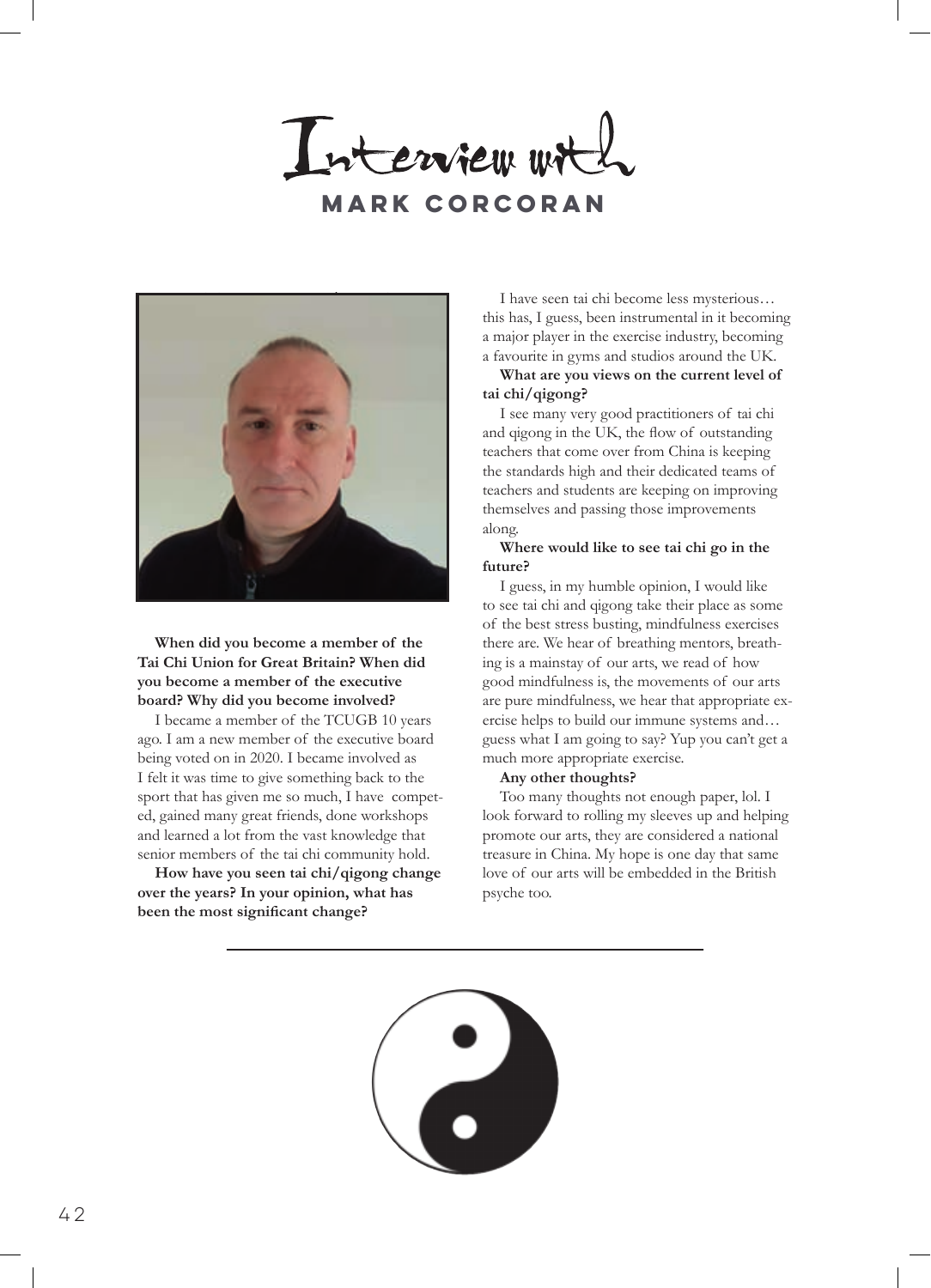# Interview with

## MARK CORCORAN

**When did you become a member of the Tai Chi Union for Great Britain? When did you become a member of the executive board? Why did you become involved?**

I became a member of the TCUGB 10 years ago. I am a new member of the executive board being voted on in 2020. I became involved as I felt it was time to give something back to the sport that has given me so much, I have competed, gained many great friends, done workshops and learned a lot from the vast knowledge that senior members of the tai chi community hold.

**How have you seen tai chi/qigong change over the years? In your opinion, what has been the most significant change?**

I have seen tai chi become less mysterious… this has, I guess, been instrumental in it becoming a major player in the exercise industry, becoming a favourite in gyms and studios around the UK.

**What are you views on the current level of tai chi/qigong?**

I see many very good practitioners of tai chi and qigong in the UK, the flow of outstanding teachers that come over from China is keeping the standards high and their dedicated teams of teachers and students are keeping on improving themselves and passing those improvements along.

**Where would like to see tai chi go in the future?**

I guess, in my humble opinion, I would like to see tai chi and qigong take their place as some of the best stress busting, mindfulness exercises there are. We hear of breathing mentors, breathing is a mainstay of our arts, we read of how good mindfulness is, the movements of our arts are pure mindfulness, we hear that appropriate exercise helps to build our immune systems and… guess what I am going to say? Yup you can't get a much more appropriate exercise.

**Any other thoughts?**

Too many thoughts not enough paper, lol. I look forward to rolling my sleeves up and helping promote our arts, they are considered a national treasure in China. My hope is one day that same love of our arts will be embedded in the British psyche too.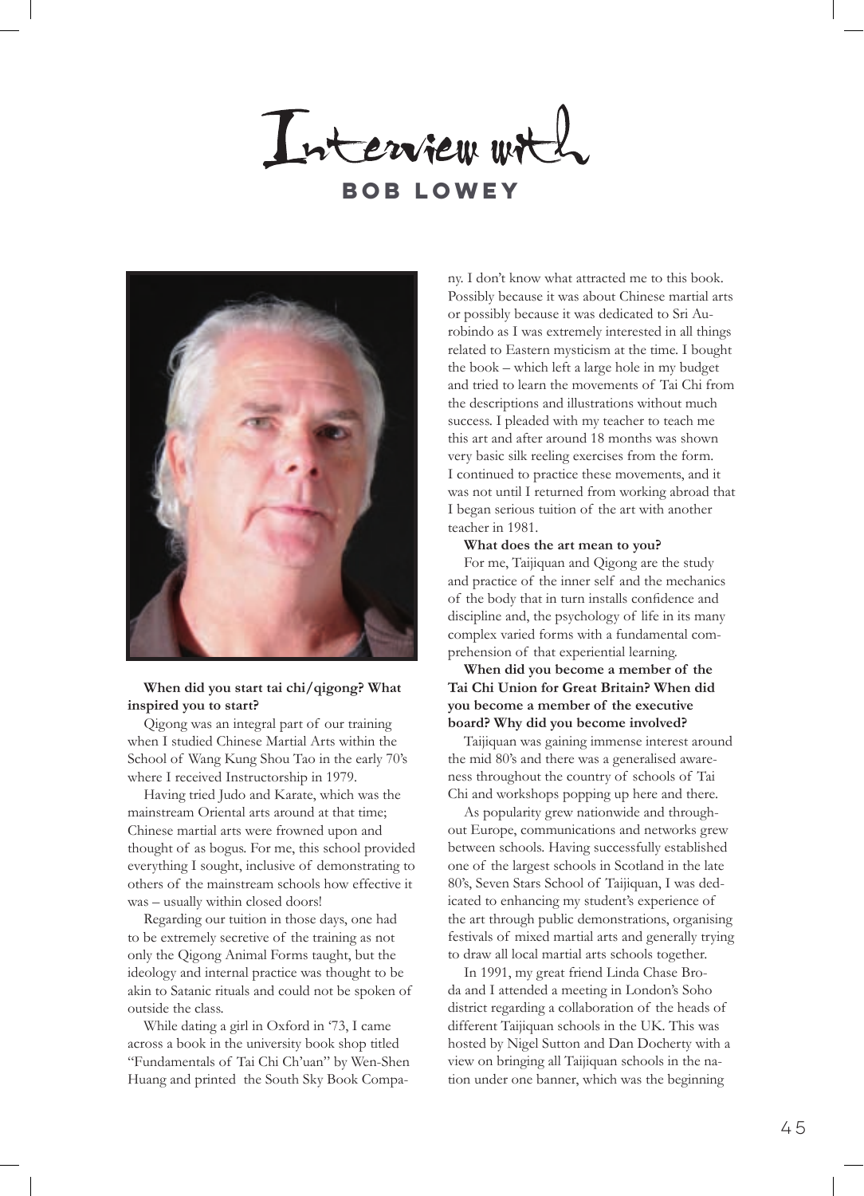# Interview with

## BOB LOWEY

**When did you start tai chi/qigong? What inspired you to start?**

Qigong was an integral part of our training when I studied Chinese Martial Arts within the School of Wang Kung Shou Tao in the early 70's where I received Instructorship in 1979.

Having tried Judo and Karate, which was the mainstream Oriental arts around at that time; Chinese martial arts were frowned upon and thought of as bogus. For me, this school provided everything I sought, inclusive of demonstrating to others of the mainstream schools how effective it was – usually within closed doors!

Regarding our tuition in those days, one had to be extremely secretive of the training as not only the Qigong Animal Forms taught, but the ideology and internal practice was thought to be akin to Satanic rituals and could not be spoken of outside the class.

While dating a girl in Oxford in '73, I came across a book in the university book shop titled "Fundamentals of Tai Chi Ch'uan" by Wen-Shen Huang and printed the South Sky Book Company. I don't know what attracted me to this book. Possibly because it was about Chinese martial arts or possibly because it was dedicated to Sri Aurobindo as I was extremely interested in all things related to Eastern mysticism at the time. I bought the book – which left a large hole in my budget and tried to learn the movements of Tai Chi from the descriptions and illustrations without much success. I pleaded with my teacher to teach me this art and after around 18 months was shown very basic silk reeling exercises from the form. I continued to practice these movements, and it was not until I returned from working abroad that I began serious tuition of the art with another teacher in 1981.

**What does the art mean to you?**

For me, Taijiquan and Qigong are the study and practice of the inner self and the mechanics of the body that in turn installs confidence and discipline and, the psychology of life in its many complex varied forms with a fundamental comprehension of that experiential learning.

**When did you become a member of the Tai Chi Union for Great Britain? When did you become a member of the executive board? Why did you become involved?**

Taijiquan was gaining immense interest around the mid 80's and there was a generalised awareness throughout the country of schools of Tai Chi and workshops popping up here and there.

As popularity grew nationwide and throughout Europe, communications and networks grew between schools. Having successfully established one of the largest schools in Scotland in the late 80's, Seven Stars School of Taijiquan, I was dedicated to enhancing my student's experience of the art through public demonstrations, organising festivals of mixed martial arts and generally trying to draw all local martial arts schools together.

In 1991, my great friend Linda Chase Broda and I attended a meeting in London's Soho district regarding a collaboration of the heads of different Taijiquan schools in the UK. This was hosted by Nigel Sutton and Dan Docherty with a view on bringing all Taijiquan schools in the nation under one banner, which was the beginning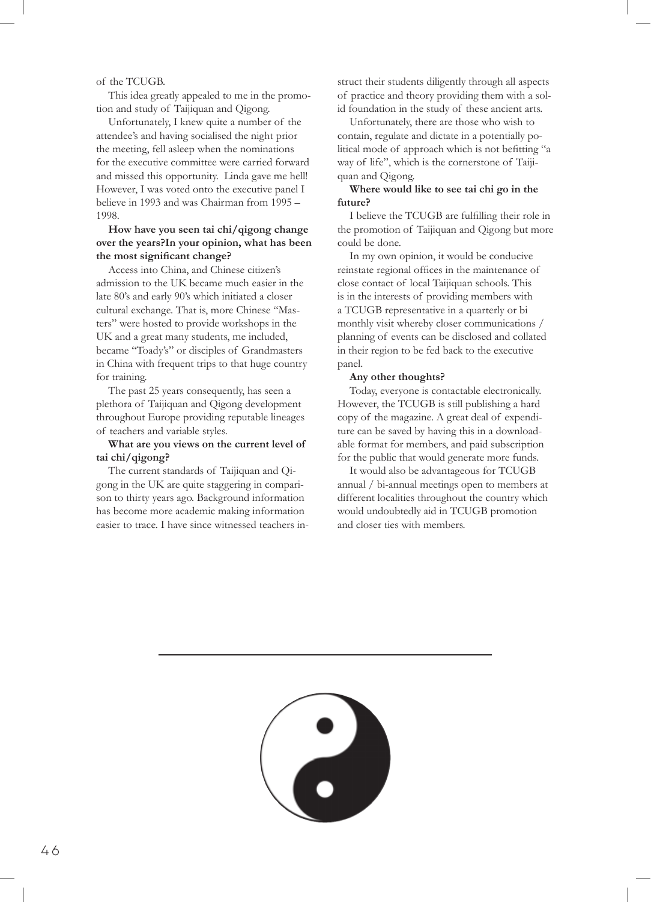of the TCUGB.

This idea greatly appealed to me in the promotion and study of Taijiquan and Qigong.

Unfortunately, I knew quite a number of the attendee's and having socialised the night prior the meeting, fell asleep when the nominations for the executive committee were carried forward and missed this opportunity. Linda gave me hell! However, I was voted onto the executive panel I believe in 1993 and was Chairman from 1995 – 1998.

**How have you seen tai chi/qigong change over the years?In your opinion, what has been the most significant change?**

Access into China, and Chinese citizen's admission to the UK became much easier in the late 80's and early 90's which initiated a closer cultural exchange. That is, more Chinese "Masters" were hosted to provide workshops in the UK and a great many students, me included, became "Toady's" or disciples of Grandmasters in China with frequent trips to that huge country for training.

The past 25 years consequently, has seen a plethora of Taijiquan and Qigong development throughout Europe providing reputable lineages of teachers and variable styles.

**What are you views on the current level of tai chi/qigong?**

The current standards of Taijiquan and Qigong in the UK are quite staggering in comparison to thirty years ago. Background information has become more academic making information easier to trace. I have since witnessed teachers instruct their students diligently through all aspects of practice and theory providing them with a solid foundation in the study of these ancient arts.

Unfortunately, there are those who wish to contain, regulate and dictate in a potentially political mode of approach which is not befitting "a way of life", which is the cornerstone of Taijiquan and Qigong.

**Where would like to see tai chi go in the future?**

I believe the TCUGB are fulfilling their role in the promotion of Taijiquan and Qigong but more could be done.

In my own opinion, it would be conducive reinstate regional offices in the maintenance of close contact of local Taijiquan schools. This is in the interests of providing members with a TCUGB representative in a quarterly or bi monthly visit whereby closer communications / planning of events can be disclosed and collated in their region to be fed back to the executive panel.

**Any other thoughts?**

Today, everyone is contactable electronically. However, the TCUGB is still publishing a hard copy of the magazine. A great deal of expenditure can be saved by having this in a downloadable format for members, and paid subscription for the public that would generate more funds.

It would also be advantageous for TCUGB annual / bi-annual meetings open to members at different localities throughout the country which would undoubtedly aid in TCUGB promotion and closer ties with members.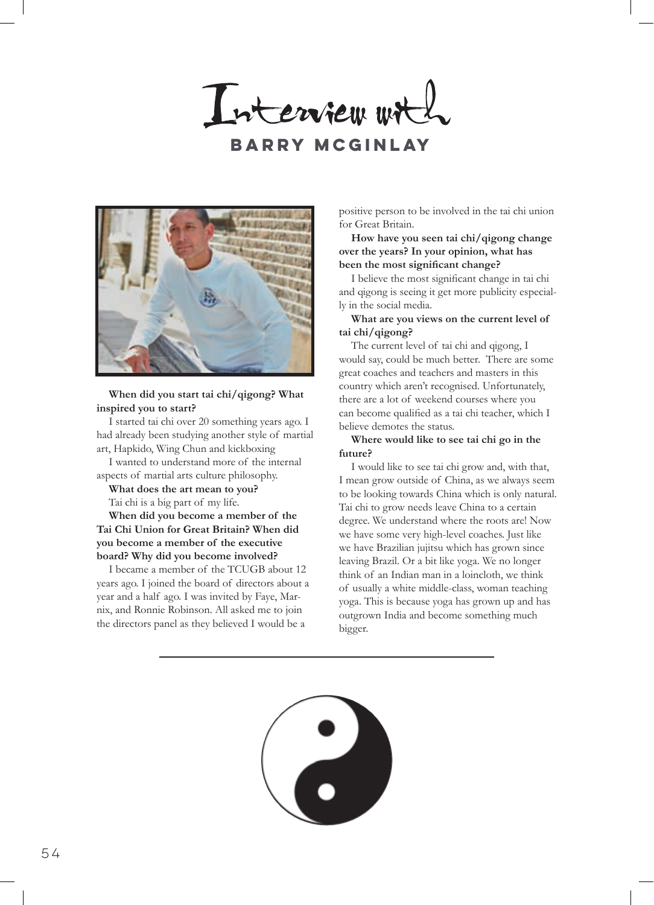# Interview with
## BARRY MCGINLAY

**When did you start tai chi/qigong? What inspired you to start?**

I started tai chi over 20 something years ago. I had already been studying another style of martial art, Hapkido, Wing Chun and kickboxing

I wanted to understand more of the internal aspects of martial arts culture philosophy.

**What does the art mean to you?**

Tai chi is a big part of my life.

**When did you become a member of the Tai Chi Union for Great Britain? When did you become a member of the executive board? Why did you become involved?**

I became a member of the TCUGB about 12 years ago. I joined the board of directors about a year and a half ago. I was invited by Faye, Marnix, and Ronnie Robinson. All asked me to join the directors panel as they believed I would be a positive person to be involved in the tai chi union for Great Britain.

**How have you seen tai chi/qigong change over the years? In your opinion, what has been the most significant change?**

I believe the most significant change in tai chi and qigong is seeing it get more publicity especially in the social media.

**What are you views on the current level of tai chi/qigong?**

The current level of tai chi and qigong, I would say, could be much better. There are some great coaches and teachers and masters in this country which aren't recognised. Unfortunately, there are a lot of weekend courses where you can become qualified as a tai chi teacher, which I believe demotes the status.

**Where would like to see tai chi go in the future?**

I would like to see tai chi grow and, with that, I mean grow outside of China, as we always seem to be looking towards China which is only natural. Tai chi to grow needs leave China to a certain degree. We understand where the roots are! Now we have some very high-level coaches. Just like we have Brazilian jujitsu which has grown since leaving Brazil. Or a bit like yoga. We no longer think of an Indian man in a loincloth, we think of usually a white middle-class, woman teaching yoga. This is because yoga has grown up and has outgrown India and become something much bigger.